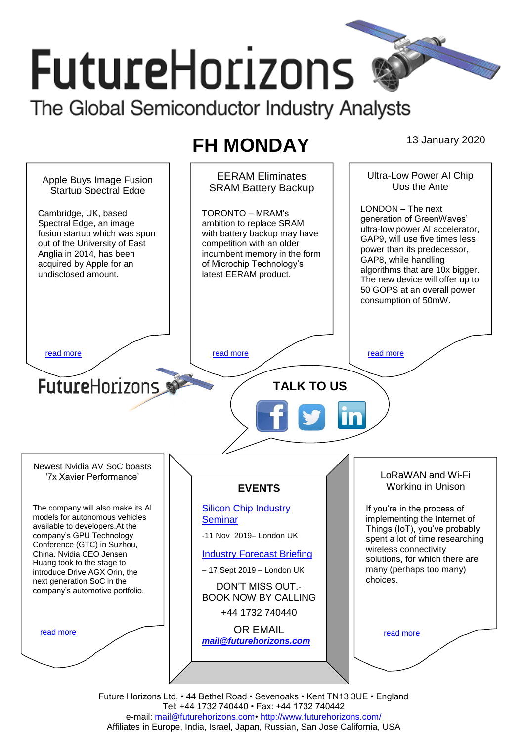# FutureHorizons

The Global Semiconductor Industry Analysts

## FH MONDAY

13 January 2020

### Apple Buys Image Fusion Startup Spectral Edge

Cambridge, UK, based Spectral Edge, an image fusion startup which was spun out of the University of East Anglia in 2014, has been acquired by Apple for an undisclosed amount.

read more

### EERAM Eliminates SRAM Battery Backup

TORONTO – MRAM's ambition to replace SRAM with battery backup may have competition with an older incumbent memory in the form of Microchip Technology's latest EERAM product.

read more

### Ultra-Low Power AI Chip Ups the Ante

LONDON – The next generation of GreenWaves' ultra-low power AI accelerator, GAP9, will use five times less power than its predecessor, GAP8, while handling algorithms that are 10x bigger. The new device will offer up to 50 GOPS at an overall power consumption of 50mW.

read more

FutureHorizons

**TALK TO US**

### Newest Nvidia AV SoC boasts '7x Xavier Performance'

The company will also make its AI models for autonomous vehicles available to developers.At the company's GPU Technology Conference (GTC) in Suzhou, China, Nvidia CEO Jensen Huang took to the stage to introduce Drive AGX Orin, the next generation SoC in the company's automotive portfolio.

read more

### EVENTS

Silicon Chip Industry Seminar

-11 Nov 2019– London UK

Industry Forecast Briefing

– 17 Sept 2019 – London UK

DON'T MISS OUT.- BOOK NOW BY CALLING

+44 1732 740440

OR EMAIL

***mail@futurehorizons.com***

### LoRaWAN and Wi-Fi Working in Unison

If you're in the process of implementing the Internet of Things (IoT), you've probably spent a lot of time researching wireless connectivity solutions, for which there are many (perhaps too many) choices.

read more

Future Horizons Ltd, • 44 Bethel Road • Sevenoaks • Kent TN13 3UE • England
Tel: +44 1732 740440 • Fax: +44 1732 740442
e-mail: mail@futurehorizons.com• http://www.futurehorizons.com/
Affiliates in Europe, India, Israel, Japan, Russian, San Jose California, USA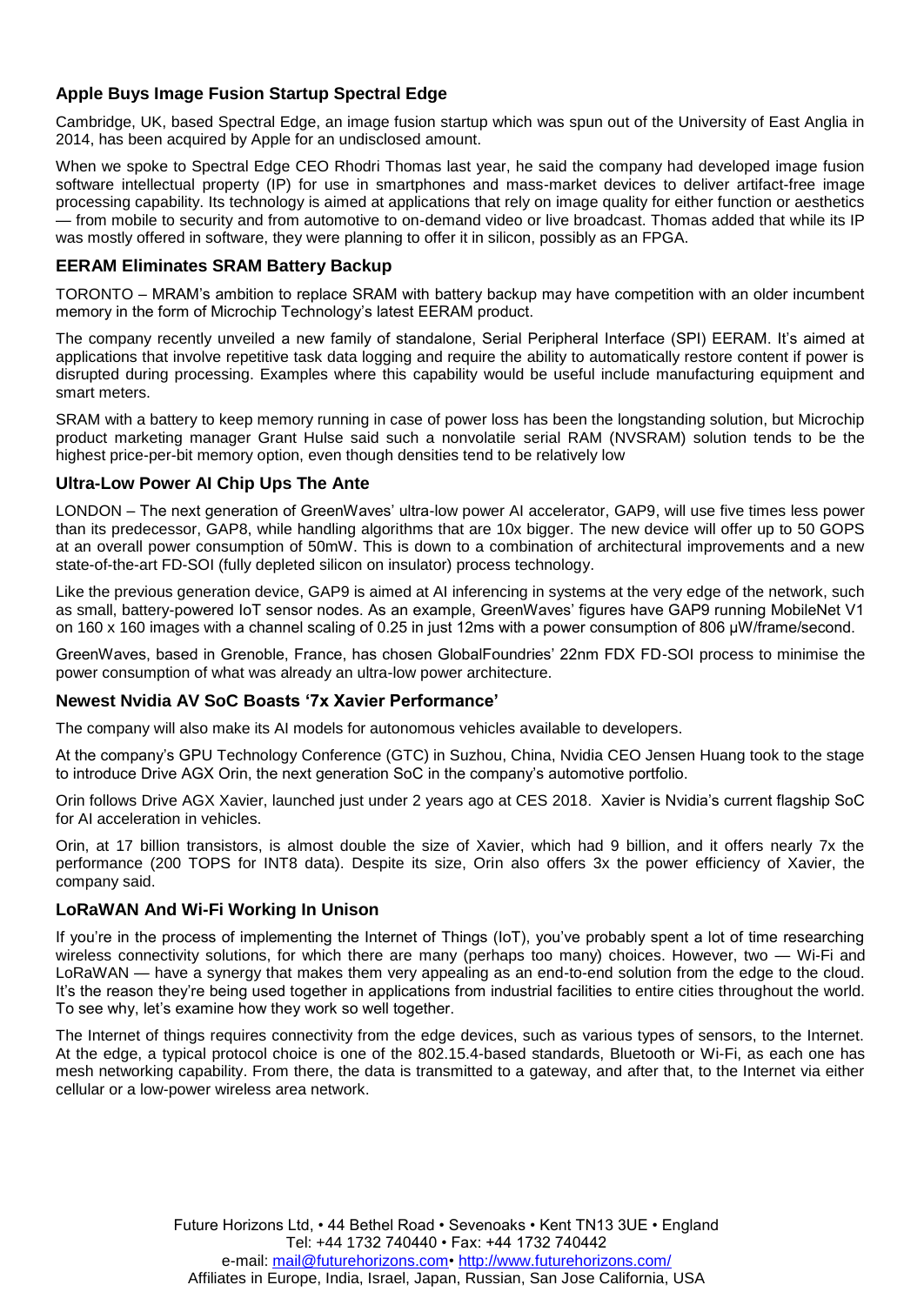### Apple Buys Image Fusion Startup Spectral Edge

Cambridge, UK, based Spectral Edge, an image fusion startup which was spun out of the University of East Anglia in 2014, has been acquired by Apple for an undisclosed amount.

When we spoke to Spectral Edge CEO Rhodri Thomas last year, he said the company had developed image fusion software intellectual property (IP) for use in smartphones and mass-market devices to deliver artifact-free image processing capability. Its technology is aimed at applications that rely on image quality for either function or aesthetics — from mobile to security and from automotive to on-demand video or live broadcast. Thomas added that while its IP was mostly offered in software, they were planning to offer it in silicon, possibly as an FPGA.

### EERAM Eliminates SRAM Battery Backup

TORONTO – MRAM's ambition to replace SRAM with battery backup may have competition with an older incumbent memory in the form of Microchip Technology's latest EERAM product.

The company recently unveiled a new family of standalone, Serial Peripheral Interface (SPI) EERAM. It's aimed at applications that involve repetitive task data logging and require the ability to automatically restore content if power is disrupted during processing. Examples where this capability would be useful include manufacturing equipment and smart meters.

SRAM with a battery to keep memory running in case of power loss has been the longstanding solution, but Microchip product marketing manager Grant Hulse said such a nonvolatile serial RAM (NVSRAM) solution tends to be the highest price-per-bit memory option, even though densities tend to be relatively low

### Ultra-Low Power AI Chip Ups The Ante

LONDON – The next generation of GreenWaves' ultra-low power AI accelerator, GAP9, will use five times less power than its predecessor, GAP8, while handling algorithms that are 10x bigger. The new device will offer up to 50 GOPS at an overall power consumption of 50mW. This is down to a combination of architectural improvements and a new state-of-the-art FD-SOI (fully depleted silicon on insulator) process technology.

Like the previous generation device, GAP9 is aimed at AI inferencing in systems at the very edge of the network, such as small, battery-powered IoT sensor nodes. As an example, GreenWaves' figures have GAP9 running MobileNet V1 on 160 x 160 images with a channel scaling of 0.25 in just 12ms with a power consumption of 806 μW/frame/second.

GreenWaves, based in Grenoble, France, has chosen GlobalFoundries' 22nm FDX FD-SOI process to minimise the power consumption of what was already an ultra-low power architecture.

### Newest Nvidia AV SoC Boasts '7x Xavier Performance'

The company will also make its AI models for autonomous vehicles available to developers.

At the company's GPU Technology Conference (GTC) in Suzhou, China, Nvidia CEO Jensen Huang took to the stage to introduce Drive AGX Orin, the next generation SoC in the company's automotive portfolio.

Orin follows Drive AGX Xavier, launched just under 2 years ago at CES 2018. Xavier is Nvidia's current flagship SoC for AI acceleration in vehicles.

Orin, at 17 billion transistors, is almost double the size of Xavier, which had 9 billion, and it offers nearly 7x the performance (200 TOPS for INT8 data). Despite its size, Orin also offers 3x the power efficiency of Xavier, the company said.

### LoRaWAN And Wi-Fi Working In Unison

If you're in the process of implementing the Internet of Things (IoT), you've probably spent a lot of time researching wireless connectivity solutions, for which there are many (perhaps too many) choices. However, two — Wi-Fi and LoRaWAN — have a synergy that makes them very appealing as an end-to-end solution from the edge to the cloud. It's the reason they're being used together in applications from industrial facilities to entire cities throughout the world. To see why, let's examine how they work so well together.

The Internet of things requires connectivity from the edge devices, such as various types of sensors, to the Internet. At the edge, a typical protocol choice is one of the 802.15.4-based standards, Bluetooth or Wi-Fi, as each one has mesh networking capability. From there, the data is transmitted to a gateway, and after that, to the Internet via either cellular or a low-power wireless area network.